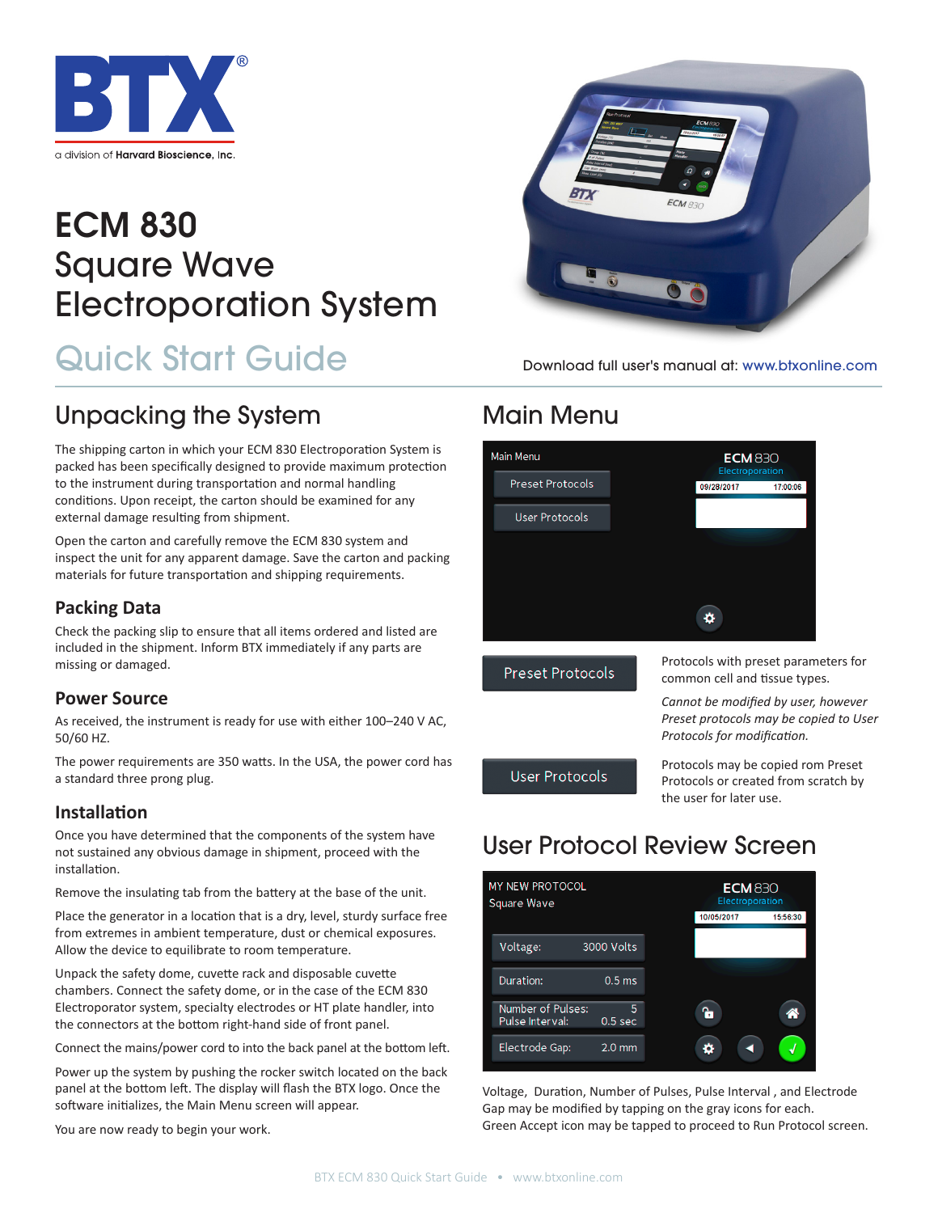BTX®

a division of Harvard Bioscience, Inc.

# ECM 830 Square Wave Electroporation System

## Quick Start Guide

Download full user's manual at: www.btxonline.com

## Unpacking the System

The shipping carton in which your ECM 830 Electroporation System is packed has been specifically designed to provide maximum protection to the instrument during transportation and normal handling conditions. Upon receipt, the carton should be examined for any external damage resulting from shipment.

Open the carton and carefully remove the ECM 830 system and inspect the unit for any apparent damage. Save the carton and packing materials for future transportation and shipping requirements.

### Packing Data

Check the packing slip to ensure that all items ordered and listed are included in the shipment. Inform BTX immediately if any parts are missing or damaged.

### Power Source

As received, the instrument is ready for use with either 100–240 V AC, 50/60 HZ.

The power requirements are 350 watts. In the USA, the power cord has a standard three prong plug.

### Installation

Once you have determined that the components of the system have not sustained any obvious damage in shipment, proceed with the installation.

Remove the insulating tab from the battery at the base of the unit.

Place the generator in a location that is a dry, level, sturdy surface free from extremes in ambient temperature, dust or chemical exposures. Allow the device to equilibrate to room temperature.

Unpack the safety dome, cuvette rack and disposable cuvette chambers. Connect the safety dome, or in the case of the ECM 830 Electroporator system, specialty electrodes or HT plate handler, into the connectors at the bottom right-hand side of front panel.

Connect the mains/power cord to into the back panel at the bottom left.

Power up the system by pushing the rocker switch located on the back panel at the bottom left. The display will flash the BTX logo. Once the software initializes, the Main Menu screen will appear.

You are now ready to begin your work.

## Main Menu

Main Menu

Preset Protocols

User Protocols

ECM 830
Electroporation
09/28/2017 17:00:06

**Preset Protocols** — Protocols with preset parameters for common cell and tissue types.

*Cannot be modified by user, however Preset protocols may be copied to User Protocols for modification.*

**User Protocols** — Protocols may be copied rom Preset Protocols or created from scratch by the user for later use.

## User Protocol Review Screen

MY NEW PROTOCOL
Square Wave

ECM 830
Electroporation
10/05/2017 15:56:30

Voltage: 3000 Volts

Duration: 0.5 ms

Number of Pulses: 5
Pulse Interval: 0.5 sec

Electrode Gap: 2.0 mm

Voltage, Duration, Number of Pulses, Pulse Interval , and Electrode Gap may be modified by tapping on the gray icons for each.
Green Accept icon may be tapped to proceed to Run Protocol screen.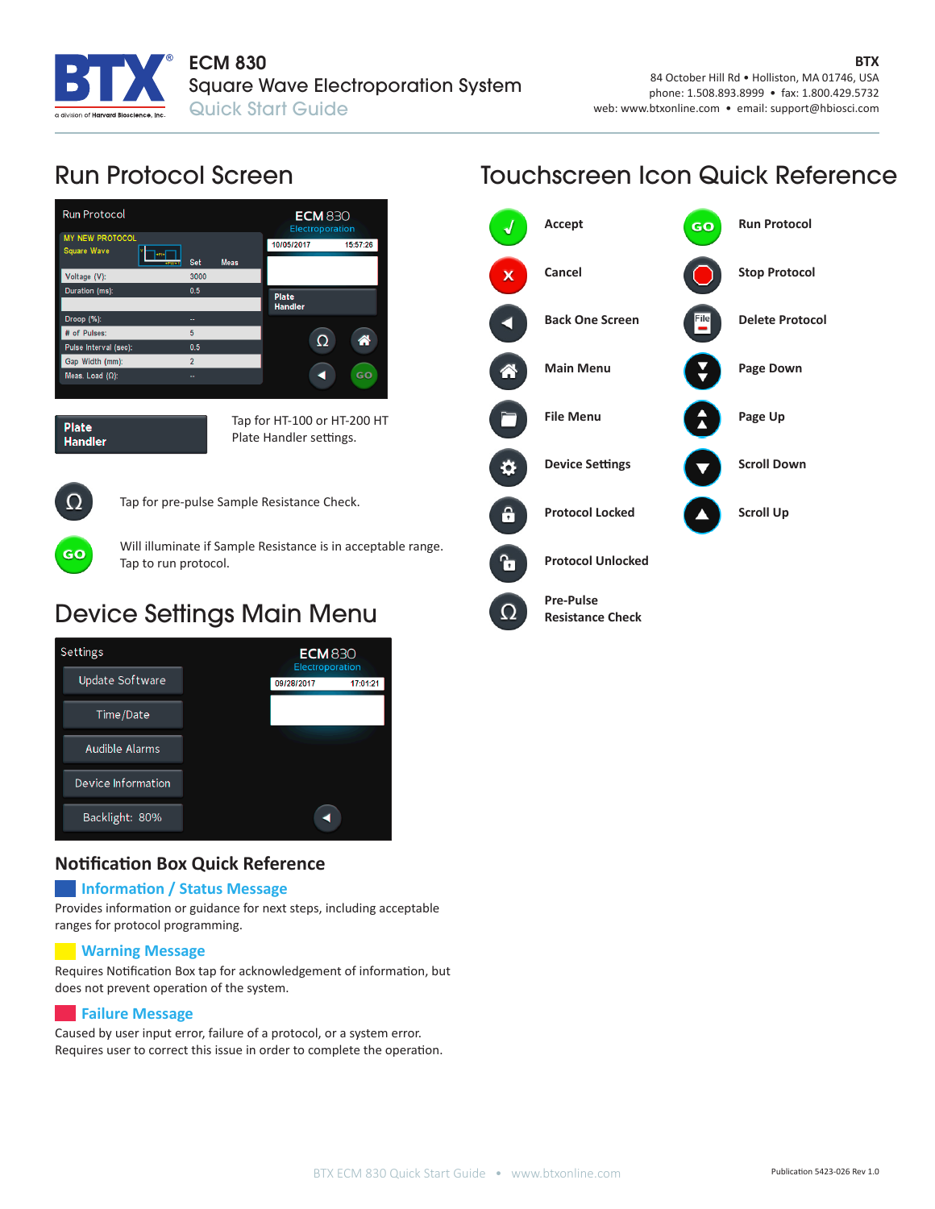BTX

ECM 830
Square Wave Electroporation System
Quick Start Guide

BTX
84 October Hill Rd • Holliston, MA 01746, USA
phone: 1.508.893.8999 • fax: 1.800.429.5732
web: www.btxonline.com • email: support@hbiosci.com

## Run Protocol Screen

Plate Handler — Tap for HT-100 or HT-200 HT Plate Handler settings.

Ω — Tap for pre-pulse Sample Resistance Check.

GO — Will illuminate if Sample Resistance is in acceptable range. Tap to run protocol.

## Device Settings Main Menu

Settings
- Update Software
- Time/Date
- Audible Alarms
- Device Information
- Backlight: 80%

### Notification Box Quick Reference

**Information / Status Message**

Provides information or guidance for next steps, including acceptable ranges for protocol programming.

**Warning Message**

Requires Notification Box tap for acknowledgement of information, but does not prevent operation of the system.

**Failure Message**

Caused by user input error, failure of a protocol, or a system error. Requires user to correct this issue in order to complete the operation.

## Touchscreen Icon Quick Reference

- Accept
- Cancel
- Back One Screen
- Main Menu
- File Menu
- Device Settings
- Protocol Locked
- Protocol Unlocked
- Pre-Pulse Resistance Check
- Run Protocol
- Stop Protocol
- Delete Protocol
- Page Down
- Page Up
- Scroll Down
- Scroll Up

Publication 5423-026 Rev 1.0